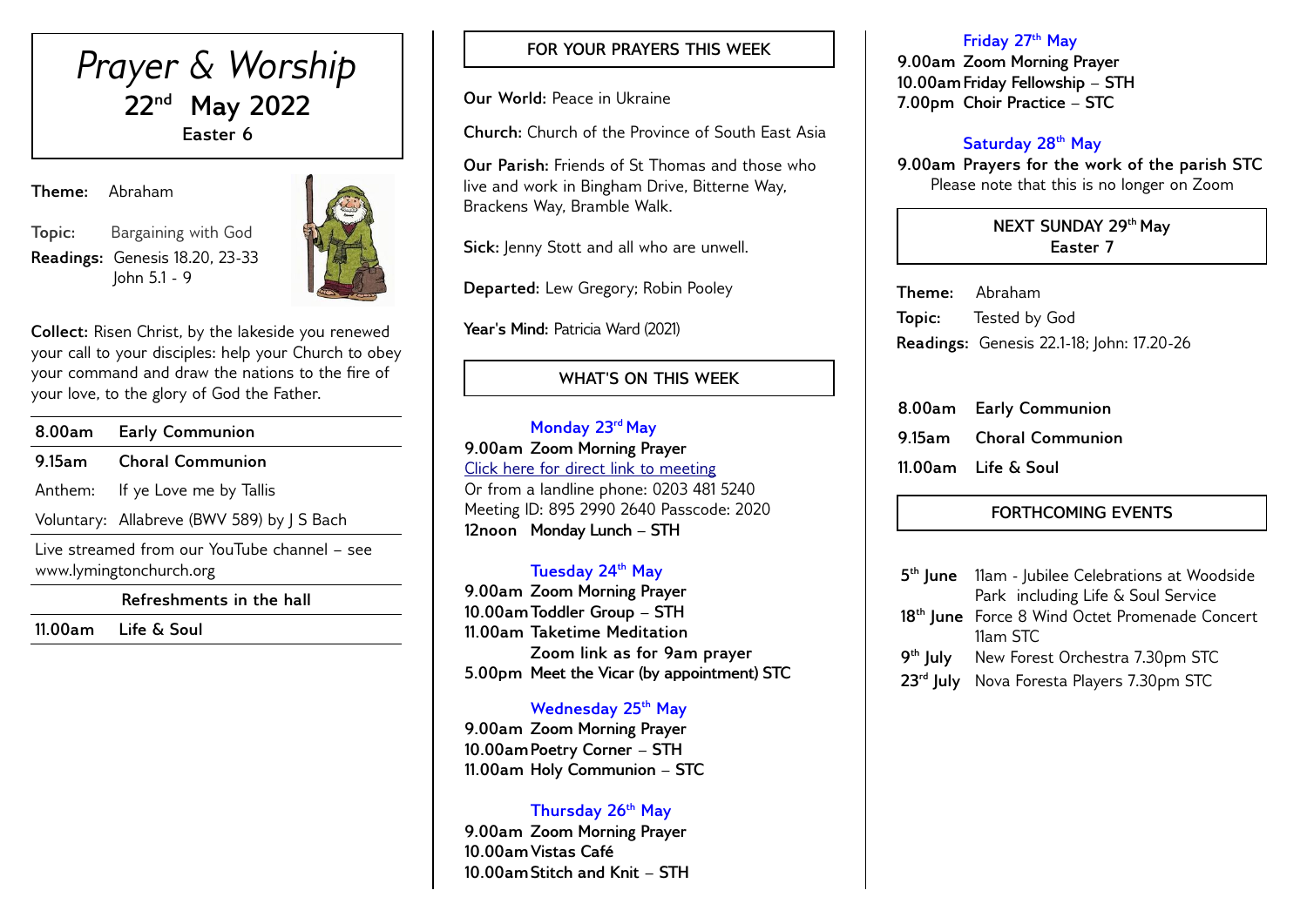# *Prayer & Worship*

## 22nd May 2022

**Easter 6**

**Theme:** Abraham

**Topic:** Bargaining with God

**Readings:** Genesis 18.20, 23-33
John 5.1 - 9

**Collect:** Risen Christ, by the lakeside you renewed your call to your disciples: help your Church to obey your command and draw the nations to the fire of your love, to the glory of God the Father.

| | |
|---|---|
| **8.00am** | **Early Communion** |
| **9.15am** | **Choral Communion** |
| Anthem: | If ye Love me by Tallis |
| Voluntary: | Allabreve (BWV 589) by J S Bach |
| Live streamed from our YouTube channel – see www.lymingtonchurch.org | |
| **Refreshments in the hall** | |
| **11.00am** | **Life & Soul** |

## FOR YOUR PRAYERS THIS WEEK

**Our World:** Peace in Ukraine

**Church:** Church of the Province of South East Asia

**Our Parish:** Friends of St Thomas and those who live and work in Bingham Drive, Bitterne Way, Brackens Way, Bramble Walk.

**Sick:** Jenny Stott and all who are unwell.

**Departed:** Lew Gregory; Robin Pooley

**Year's Mind:** Patricia Ward (2021)

## WHAT'S ON THIS WEEK

### Monday 23rd May

**9.00am Zoom Morning Prayer**
Click here for direct link to meeting
Or from a landline phone: 0203 481 5240
Meeting ID: 895 2990 2640 Passcode: 2020
**12noon Monday Lunch – STH**

### Tuesday 24th May

**9.00am Zoom Morning Prayer**
**10.00am Toddler Group – STH**
**11.00am Taketime Meditation**
**Zoom link as for 9am prayer**
**5.00pm Meet the Vicar (by appointment) STC**

### Wednesday 25th May

**9.00am Zoom Morning Prayer**
**10.00am Poetry Corner – STH**
**11.00am Holy Communion – STC**

### Thursday 26th May

**9.00am Zoom Morning Prayer**
**10.00am Vistas Café**
**10.00am Stitch and Knit – STH**

### Friday 27th May

**9.00am Zoom Morning Prayer**
**10.00am Friday Fellowship – STH**
**7.00pm Choir Practice – STC**

### Saturday 28th May

**9.00am Prayers for the work of the parish STC**
Please note that this is no longer on Zoom

## NEXT SUNDAY 29th May
**Easter 7**

**Theme:** Abraham

**Topic:** Tested by God

**Readings:** Genesis 22.1-18; John: 17.20-26

**8.00am Early Communion**

**9.15am Choral Communion**

**11.00am Life & Soul**

## FORTHCOMING EVENTS

| | |
|---|---|
| **5th June** | 11am - Jubilee Celebrations at Woodside Park including Life & Soul Service |
| **18th June** | Force 8 Wind Octet Promenade Concert 11am STC |
| **9th July** | New Forest Orchestra 7.30pm STC |
| **23rd July** | Nova Foresta Players 7.30pm STC |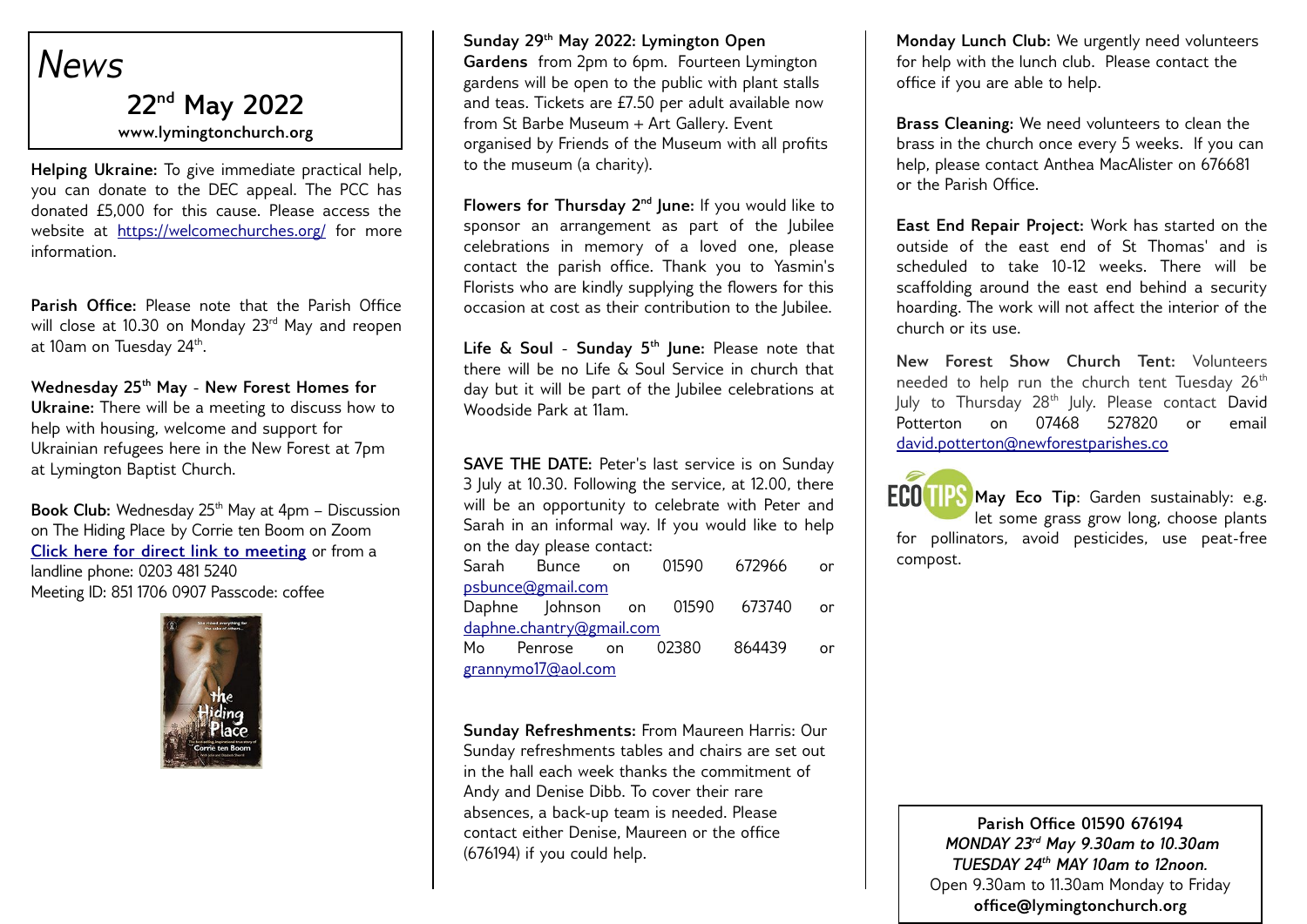# *News*

## 22nd May 2022

**www.lymingtonchurch.org**

**Helping Ukraine:** To give immediate practical help, you can donate to the DEC appeal. The PCC has donated £5,000 for this cause. Please access the website at https://welcomechurches.org/ for more information.

**Parish Office:** Please note that the Parish Office will close at 10.30 on Monday 23rd May and reopen at 10am on Tuesday 24th.

**Wednesday 25th May - New Forest Homes for Ukraine:** There will be a meeting to discuss how to help with housing, welcome and support for Ukrainian refugees here in the New Forest at 7pm at Lymington Baptist Church.

**Book Club:** Wednesday 25th May at 4pm – Discussion on The Hiding Place by Corrie ten Boom on Zoom
**Click here for direct link to meeting** or from a landline phone: 0203 481 5240
Meeting ID: 851 1706 0907 Passcode: coffee

**Sunday 29th May 2022: Lymington Open Gardens** from 2pm to 6pm. Fourteen Lymington gardens will be open to the public with plant stalls and teas. Tickets are £7.50 per adult available now from St Barbe Museum + Art Gallery. Event organised by Friends of the Museum with all profits to the museum (a charity).

**Flowers for Thursday 2nd June:** If you would like to sponsor an arrangement as part of the Jubilee celebrations in memory of a loved one, please contact the parish office. Thank you to Yasmin's Florists who are kindly supplying the flowers for this occasion at cost as their contribution to the Jubilee.

**Life & Soul - Sunday 5th June:** Please note that there will be no Life & Soul Service in church that day but it will be part of the Jubilee celebrations at Woodside Park at 11am.

**SAVE THE DATE:** Peter's last service is on Sunday 3 July at 10.30. Following the service, at 12.00, there will be an opportunity to celebrate with Peter and Sarah in an informal way. If you would like to help on the day please contact:
Sarah Bunce on 01590 672966 or psbunce@gmail.com
Daphne Johnson on 01590 673740 or daphne.chantry@gmail.com
Mo Penrose on 02380 864439 or grannymo17@aol.com

**Sunday Refreshments:** From Maureen Harris: Our Sunday refreshments tables and chairs are set out in the hall each week thanks the commitment of Andy and Denise Dibb. To cover their rare absences, a back-up team is needed. Please contact either Denise, Maureen or the office (676194) if you could help.

**Monday Lunch Club:** We urgently need volunteers for help with the lunch club. Please contact the office if you are able to help.

**Brass Cleaning:** We need volunteers to clean the brass in the church once every 5 weeks. If you can help, please contact Anthea MacAlister on 676681 or the Parish Office.

**East End Repair Project:** Work has started on the outside of the east end of St Thomas' and is scheduled to take 10-12 weeks. There will be scaffolding around the east end behind a security hoarding. The work will not affect the interior of the church or its use.

**New Forest Show Church Tent:** Volunteers needed to help run the church tent Tuesday 26th July to Thursday 28th July. Please contact David Potterton on 07468 527820 or email david.potterton@newforestparishes.co

**May Eco Tip**: Garden sustainably: e.g. let some grass grow long, choose plants for pollinators, avoid pesticides, use peat-free compost.

**Parish Office 01590 676194**
***MONDAY 23rd May 9.30am to 10.30am***
***TUESDAY 24th MAY 10am to 12noon.***
Open 9.30am to 11.30am Monday to Friday
**office@lymingtonchurch.org**